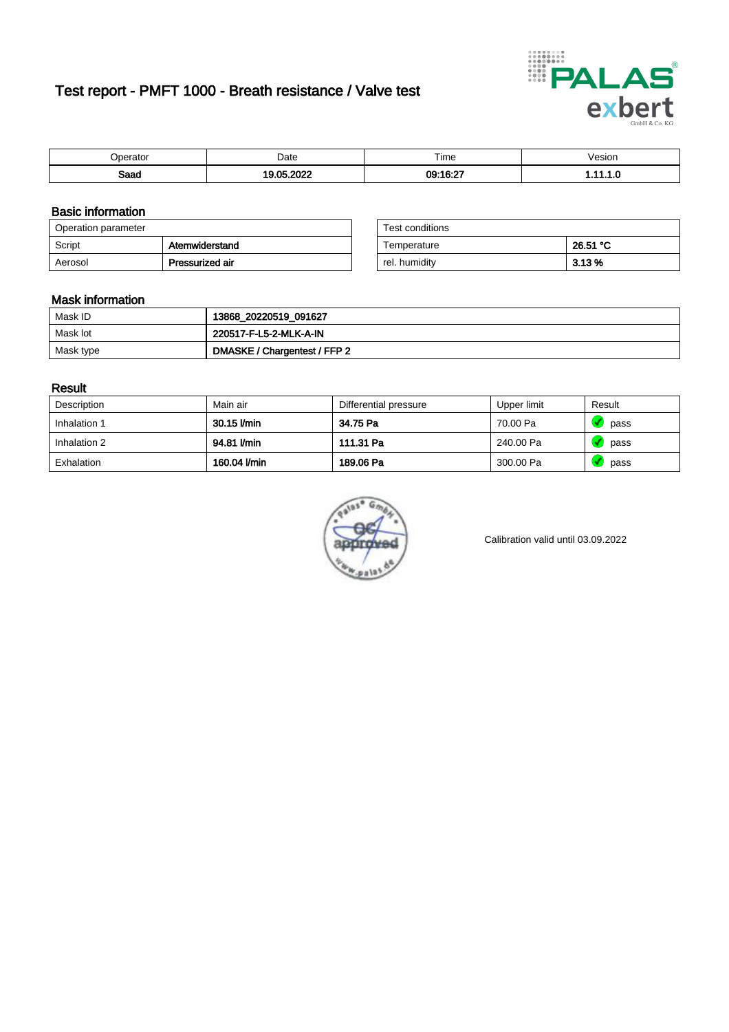# Test report - PMFT 1000 - Breath resistance / Valve test

| Operator | Date | Time | Vesion |
|---|---|---|---|
| **Saad** | **19.05.2022** | **09:16:27** | **1.11.1.0** |

## Basic information

| Operation parameter | |
|---|---|
| Script | **Atemwiderstand** |
| Aerosol | **Pressurized air** |

| Test conditions | |
|---|---|
| Temperature | **26.51 °C** |
| rel. humidity | **3.13 %** |

## Mask information

| | |
|---|---|
| Mask ID | **13868_20220519_091627** |
| Mask lot | **220517-F-L5-2-MLK-A-IN** |
| Mask type | **DMASKE / Chargentest / FFP 2** |

## Result

| Description | Main air | Differential pressure | Upper limit | Result |
|---|---|---|---|---|
| Inhalation 1 | **30.15 l/min** | **34.75 Pa** | 70.00 Pa | pass |
| Inhalation 2 | **94.81 l/min** | **111.31 Pa** | 240.00 Pa | pass |
| Exhalation | **160.04 l/min** | **189.06 Pa** | 300.00 Pa | pass |

Calibration valid until 03.09.2022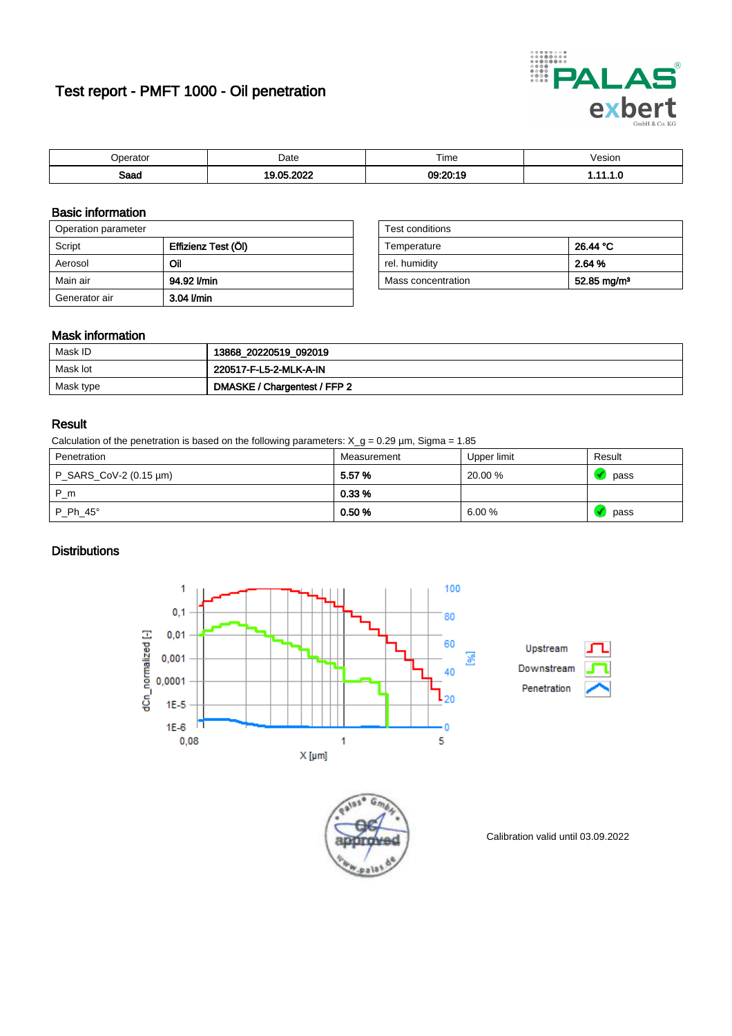# Test report - PMFT 1000 - Oil penetration

| Operator | Date | Time | Vesion |
|---|---|---|---|
| **Saad** | **19.05.2022** | **09:20:19** | **1.11.1.0** |

## Basic information

| Operation parameter | |
|---|---|
| Script | **Effizienz Test (Öl)** |
| Aerosol | **Oil** |
| Main air | **94.92 l/min** |
| Generator air | **3.04 l/min** |

| Test conditions | |
|---|---|
| Temperature | **26.44 °C** |
| rel. humidity | **2.64 %** |
| Mass concentration | **52.85 mg/m³** |

## Mask information

| | |
|---|---|
| Mask ID | **13868_20220519_092019** |
| Mask lot | **220517-F-L5-2-MLK-A-IN** |
| Mask type | **DMASKE / Chargentest / FFP 2** |

## Result

Calculation of the penetration is based on the following parameters: X_g = 0.29 µm, Sigma = 1.85

| Penetration | Measurement | Upper limit | Result |
|---|---|---|---|
| P_SARS_CoV-2 (0.15 µm) | **5.57 %** | 20.00 % | pass |
| P_m | **0.33 %** | | |
| P_Ph_45° | **0.50 %** | 6.00 % | pass |

## Distributions

dCn_normalized [-]

1
0,1
0,01
0,001
0,0001
1E-5
1E-6

[%]

100
80
60
40
20
0

0,08
1
5

X [µm]

Upstream
Downstream
Penetration

Palas® GmbH
QC approved
www.palas.de

Calibration valid until 03.09.2022